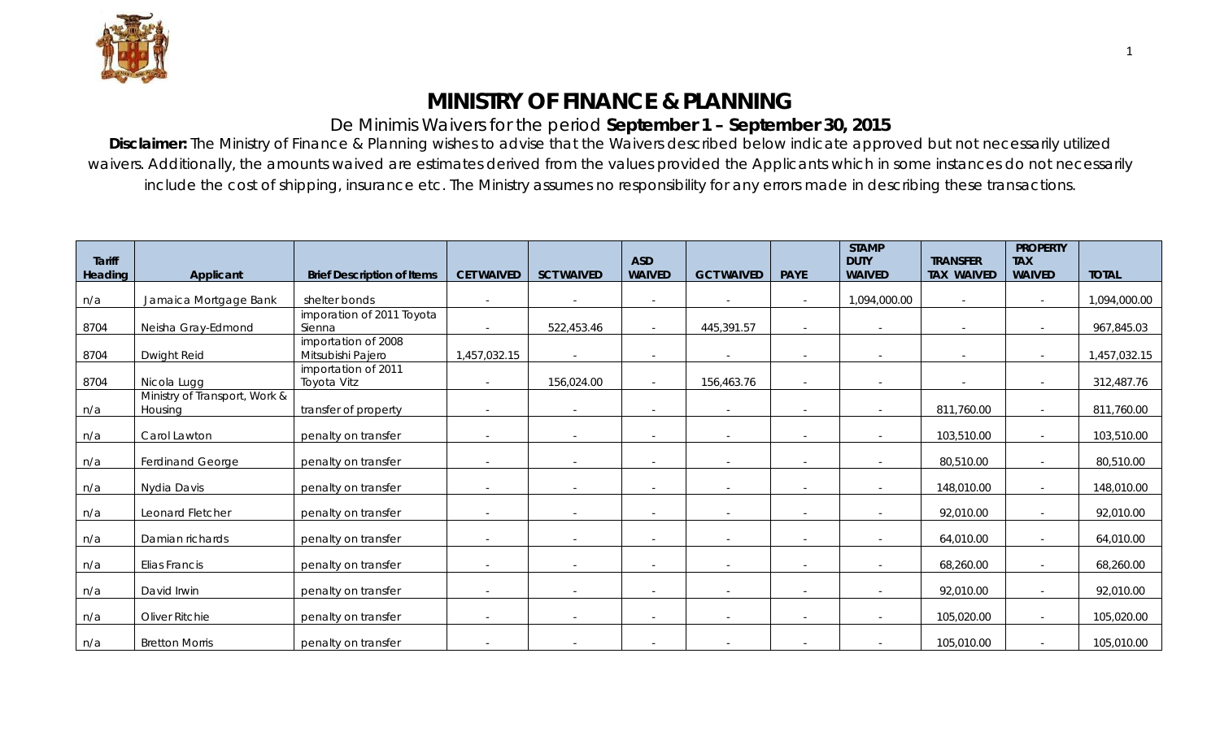# MINISTRY OF FINANCE & PLANNING

De Minimis Waivers for the period **September 1 – September 30, 2015**

**Disclaimer:** The Ministry of Finance & Planning wishes to advise that the Waivers described below indicate approved but not necessarily utilized waivers. Additionally, the amounts waived are estimates derived from the values provided the Applicants which in some instances do not necessarily include the cost of shipping, insurance etc. The Ministry assumes no responsibility for any errors made in describing these transactions.

| Tariff Heading | Applicant | Brief Description of Items | CET WAIVED | SCT WAIVED | ASD WAIVED | GCT WAIVED | PAYE | STAMP DUTY WAIVED | TRANSFER TAX WAIVED | PROPERTY TAX WAIVED | TOTAL |
|---|---|---|---|---|---|---|---|---|---|---|---|
| n/a | Jamaica Mortgage Bank | shelter bonds | - | - | - | - | - | 1,094,000.00 | - | - | 1,094,000.00 |
| 8704 | Neisha Gray-Edmond | imporation of 2011 Toyota Sienna | - | 522,453.46 | - | 445,391.57 | - | - | - | - | 967,845.03 |
| 8704 | Dwight Reid | importation of 2008 Mitsubishi Pajero | 1,457,032.15 | - | - | - | - | - | - | - | 1,457,032.15 |
| 8704 | Nicola Lugg | importation of 2011 Toyota Vitz | - | 156,024.00 | - | 156,463.76 | - | - | - | - | 312,487.76 |
| n/a | Ministry of Transport, Work & Housing | transfer of property | - | - | - | - | - | - | 811,760.00 | - | 811,760.00 |
| n/a | Carol Lawton | penalty on transfer | - | - | - | - | - | - | 103,510.00 | - | 103,510.00 |
| n/a | Ferdinand George | penalty on transfer | - | - | - | - | - | - | 80,510.00 | - | 80,510.00 |
| n/a | Nydia Davis | penalty on transfer | - | - | - | - | - | - | 148,010.00 | - | 148,010.00 |
| n/a | Leonard Fletcher | penalty on transfer | - | - | - | - | - | - | 92,010.00 | - | 92,010.00 |
| n/a | Damian richards | penalty on transfer | - | - | - | - | - | - | 64,010.00 | - | 64,010.00 |
| n/a | Elias Francis | penalty on transfer | - | - | - | - | - | - | 68,260.00 | - | 68,260.00 |
| n/a | David Irwin | penalty on transfer | - | - | - | - | - | - | 92,010.00 | - | 92,010.00 |
| n/a | Oliver Ritchie | penalty on transfer | - | - | - | - | - | - | 105,020.00 | - | 105,020.00 |
| n/a | Bretton Morris | penalty on transfer | - | - | - | - | - | - | 105,010.00 | - | 105,010.00 |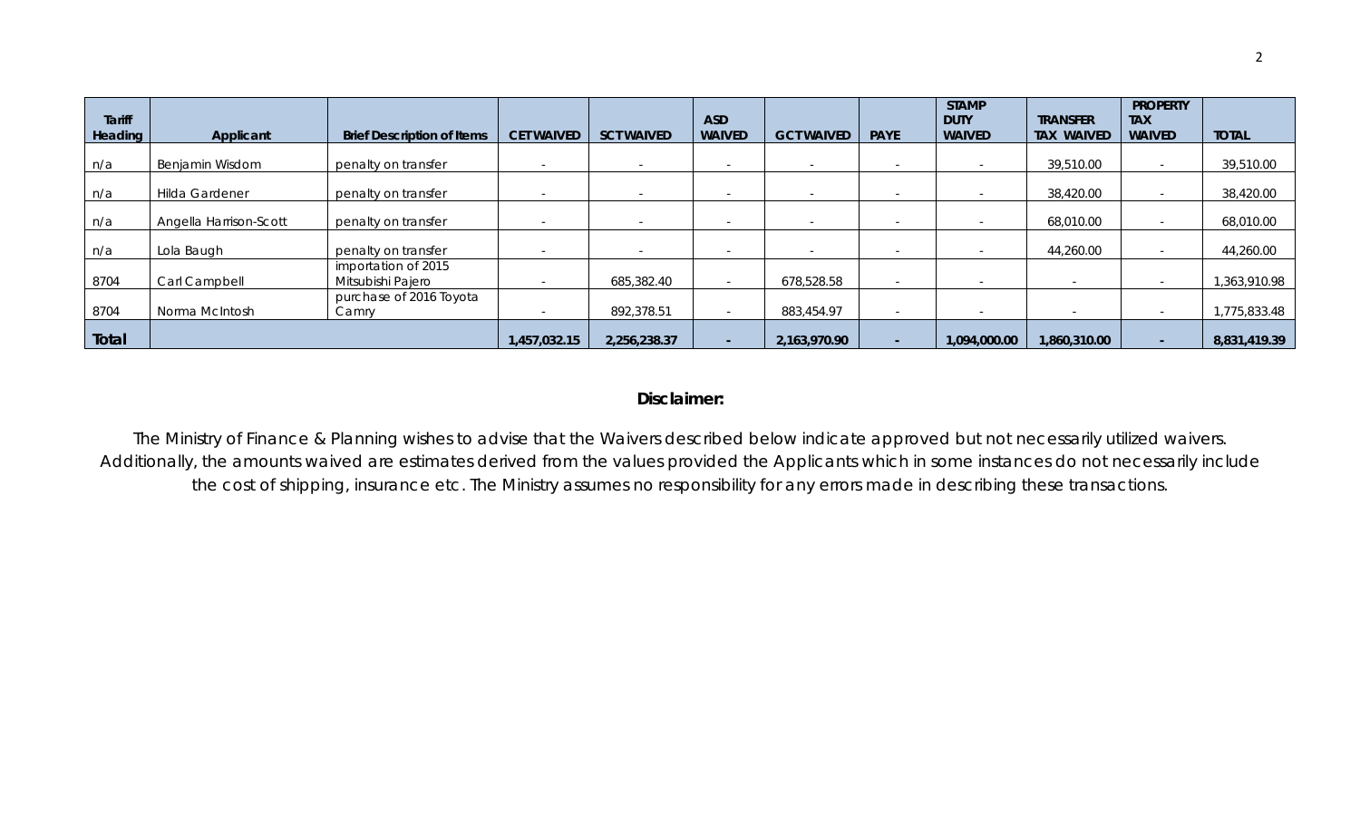| Tariff Heading | Applicant | Brief Description of Items | CET WAIVED | SCT WAIVED | ASD WAIVED | GCT WAIVED | PAYE | STAMP DUTY WAIVED | TRANSFER TAX WAIVED | PROPERTY TAX WAIVED | TOTAL |
|---|---|---|---|---|---|---|---|---|---|---|---|
| n/a | Benjamin Wisdom | penalty on transfer | - | - | - | - | - | - | 39,510.00 | - | 39,510.00 |
| n/a | Hilda Gardener | penalty on transfer | - | - | - | - | - | - | 38,420.00 | - | 38,420.00 |
| n/a | Angella Harrison-Scott | penalty on transfer | - | - | - | - | - | - | 68,010.00 | - | 68,010.00 |
| n/a | Lola Baugh | penalty on transfer | - | - | - | - | - | - | 44,260.00 | - | 44,260.00 |
| 8704 | Carl Campbell | importation of 2015 Mitsubishi Pajero | - | 685,382.40 | - | 678,528.58 | - | - | - | - | 1,363,910.98 |
| 8704 | Norma McIntosh | purchase of 2016 Toyota Camry | - | 892,378.51 | - | 883,454.97 | - | - | - | - | 1,775,833.48 |
| **Total** | | | **1,457,032.15** | **2,256,238.37** | **-** | **2,163,970.90** | **-** | **1,094,000.00** | **1,860,310.00** | **-** | **8,831,419.39** |

**Disclaimer:**

The Ministry of Finance & Planning wishes to advise that the Waivers described below indicate approved but not necessarily utilized waivers. Additionally, the amounts waived are estimates derived from the values provided the Applicants which in some instances do not necessarily include the cost of shipping, insurance etc. The Ministry assumes no responsibility for any errors made in describing these transactions.